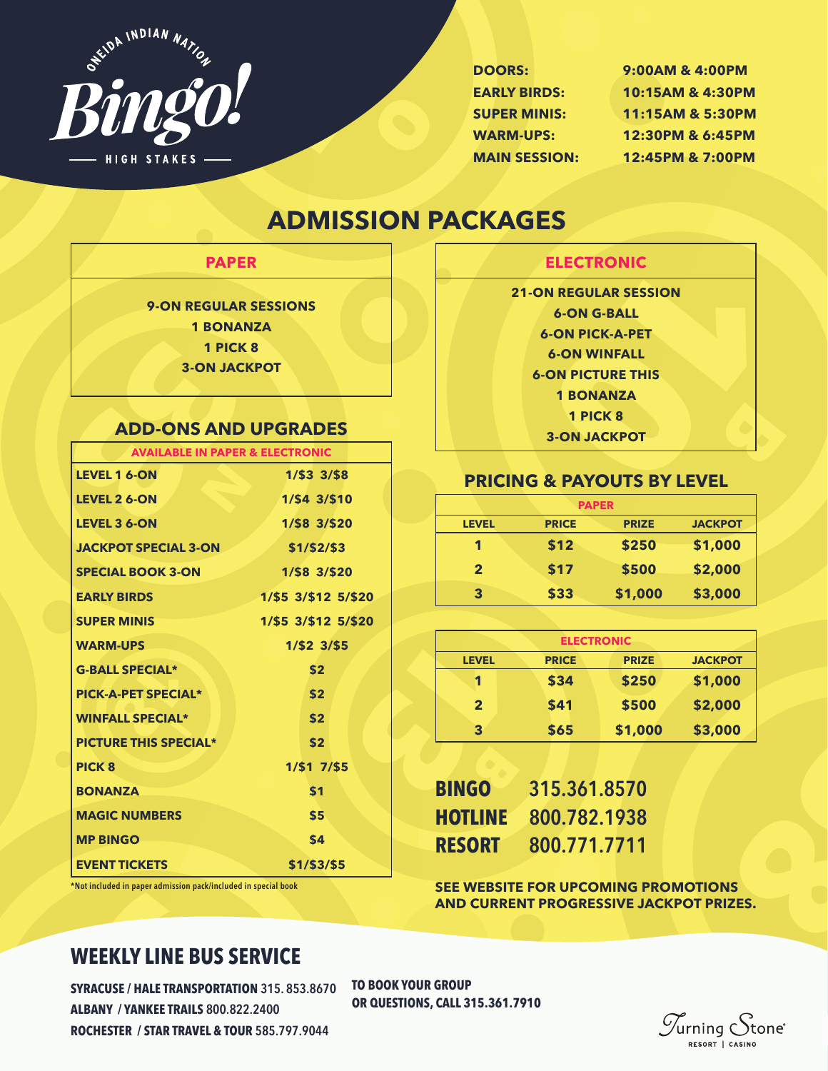# ONEIDA INDIAN NATION Bingo! HIGH STAKES

| | |
|---|---|
| **DOORS:** | **9:00AM & 4:00PM** |
| **EARLY BIRDS:** | **10:15AM & 4:30PM** |
| **SUPER MINIS:** | **11:15AM & 5:30PM** |
| **WARM-UPS:** | **12:30PM & 6:45PM** |
| **MAIN SESSION:** | **12:45PM & 7:00PM** |

## ADMISSION PACKAGES

### PAPER

**9-ON REGULAR SESSIONS**
**1 BONANZA**
**1 PICK 8**
**3-ON JACKPOT**

### ELECTRONIC

**21-ON REGULAR SESSION**
**6-ON G-BALL**
**6-ON PICK-A-PET**
**6-ON WINFALL**
**6-ON PICTURE THIS**
**1 BONANZA**
**1 PICK 8**
**3-ON JACKPOT**

## ADD-ONS AND UPGRADES

| AVAILABLE IN PAPER & ELECTRONIC | |
|---|---|
| LEVEL 1 6-ON | 1/$3 3/$8 |
| LEVEL 2 6-ON | 1/$4 3/$10 |
| LEVEL 3 6-ON | 1/$8 3/$20 |
| JACKPOT SPECIAL 3-ON | $1/$2/$3 |
| SPECIAL BOOK 3-ON | 1/$8 3/$20 |
| EARLY BIRDS | 1/$5 3/$12 5/$20 |
| SUPER MINIS | 1/$5 3/$12 5/$20 |
| WARM-UPS | 1/$2 3/$5 |
| G-BALL SPECIAL* | $2 |
| PICK-A-PET SPECIAL* | $2 |
| WINFALL SPECIAL* | $2 |
| PICTURE THIS SPECIAL* | $2 |
| PICK 8 | 1/$1 7/$5 |
| BONANZA | $1 |
| MAGIC NUMBERS | $5 |
| MP BINGO | $4 |
| EVENT TICKETS | $1/$3/$5 |

*Not included in paper admission pack/included in special book

## PRICING & PAYOUTS BY LEVEL

| PAPER | | | |
|---|---|---|---|
| LEVEL | PRICE | PRIZE | JACKPOT |
| 1 | $12 | $250 | $1,000 |
| 2 | $17 | $500 | $2,000 |
| 3 | $33 | $1,000 | $3,000 |

| ELECTRONIC | | | |
|---|---|---|---|
| LEVEL | PRICE | PRIZE | JACKPOT |
| 1 | $34 | $250 | $1,000 |
| 2 | $41 | $500 | $2,000 |
| 3 | $65 | $1,000 | $3,000 |

**BINGO** 315.361.8570
**HOTLINE** 800.782.1938
**RESORT** 800.771.7711

**SEE WEBSITE FOR UPCOMING PROMOTIONS AND CURRENT PROGRESSIVE JACKPOT PRIZES.**

## WEEKLY LINE BUS SERVICE

**SYRACUSE / HALE TRANSPORTATION** 315. 853.8670
**ALBANY / YANKEE TRAILS** 800.822.2400
**ROCHESTER / STAR TRAVEL & TOUR** 585.797.9044

**TO BOOK YOUR GROUP OR QUESTIONS, CALL 315.361.7910**

Turning Stone® RESORT | CASINO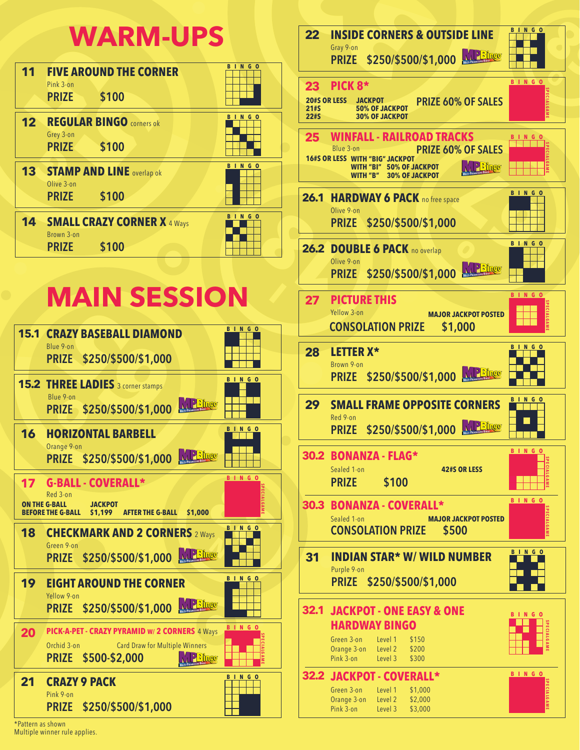# WARM-UPS

### 11 FIVE AROUND THE CORNER
Pink 3-on
**PRIZE** $100

### 12 REGULAR BINGO corners ok
Grey 3-on
**PRIZE** $100

### 13 STAMP AND LINE overlap ok
Olive 3-on
**PRIZE** $100

### 14 SMALL CRAZY CORNER X 4 Ways
Brown 3-on
**PRIZE** $100

# MAIN SESSION

### 15.1 CRAZY BASEBALL DIAMOND
Blue 9-on
**PRIZE** $250/$500/$1,000

### 15.2 THREE LADIES 3 corner stamps
Blue 9-on
**PRIZE** $250/$500/$1,000

### 16 HORIZONTAL BARBELL
Orange 9-on
**PRIZE** $250/$500/$1,000

### 17 G-BALL - COVERALL*
Red 3-on

| | | | |
|---|---|---|---|
| ON THE G-BALL | JACKPOT | | |
| BEFORE THE G-BALL | $1,199 | AFTER THE G-BALL | $1,000 |

SPECIALGAME

### 18 CHECKMARK AND 2 CORNERS 2 Ways
Green 9-on
**PRIZE** $250/$500/$1,000

### 19 EIGHT AROUND THE CORNER
Yellow 9-on
**PRIZE** $250/$500/$1,000

### 20 PICK-A-PET - CRAZY PYRAMID w/ 2 CORNERS 4 Ways
Orchid 3-on — Card Draw for Multiple Winners
**PRIZE** $500-$2,000

SPECIALGAME

### 21 CRAZY 9 PACK
Pink 9-on
**PRIZE** $250/$500/$1,000

### 22 INSIDE CORNERS & OUTSIDE LINE
Gray 9-on
**PRIZE** $250/$500/$1,000

### 23 PICK 8*

| | |
|---|---|
| 20#S OR LESS | JACKPOT |
| 21#S | 50% OF JACKPOT |
| 22#S | 30% OF JACKPOT |

**PRIZE 60% OF SALES**

SPECIALGAME

### 25 WINFALL - RAILROAD TRACKS
Blue 3-on
**PRIZE 60% OF SALES**

| | |
|---|---|
| 16#S OR LESS | WITH "BIG" JACKPOT |
| | WITH "BI" 50% OF JACKPOT |
| | WITH "B" 30% OF JACKPOT |

SPECIALGAME

### 26.1 HARDWAY 6 PACK no free space
Olive 9-on
**PRIZE** $250/$500/$1,000

### 26.2 DOUBLE 6 PACK no overlap
Olive 9-on
**PRIZE** $250/$500/$1,000

### 27 PICTURE THIS
Yellow 3-on
**MAJOR JACKPOT POSTED**
**CONSOLATION PRIZE** $1,000

SPECIALGAME

### 28 LETTER X*
Brown 9-on
**PRIZE** $250/$500/$1,000

### 29 SMALL FRAME OPPOSITE CORNERS
Red 9-on
**PRIZE** $250/$500/$1,000

### 30.2 BONANZA - FLAG*
Sealed 1-on
**42#S OR LESS**
**PRIZE** $100

SPECIALGAME

### 30.3 BONANZA - COVERALL*
Sealed 1-on
**MAJOR JACKPOT POSTED**
**CONSOLATION PRIZE** $500

SPECIALGAME

### 31 INDIAN STAR* W/ WILD NUMBER
Purple 9-on
**PRIZE** $250/$500/$1,000

### 32.1 JACKPOT - ONE EASY & ONE HARDWAY BINGO

| | | |
|---|---|---|
| Green 3-on | Level 1 | $150 |
| Orange 3-on | Level 2 | $200 |
| Pink 3-on | Level 3 | $300 |

SPECIALGAME

### 32.2 JACKPOT - COVERALL*

| | | |
|---|---|---|
| Green 3-on | Level 1 | $1,000 |
| Orange 3-on | Level 2 | $2,000 |
| Pink 3-on | Level 3 | $3,000 |

SPECIALGAME

*Pattern as shown
Multiple winner rule applies.